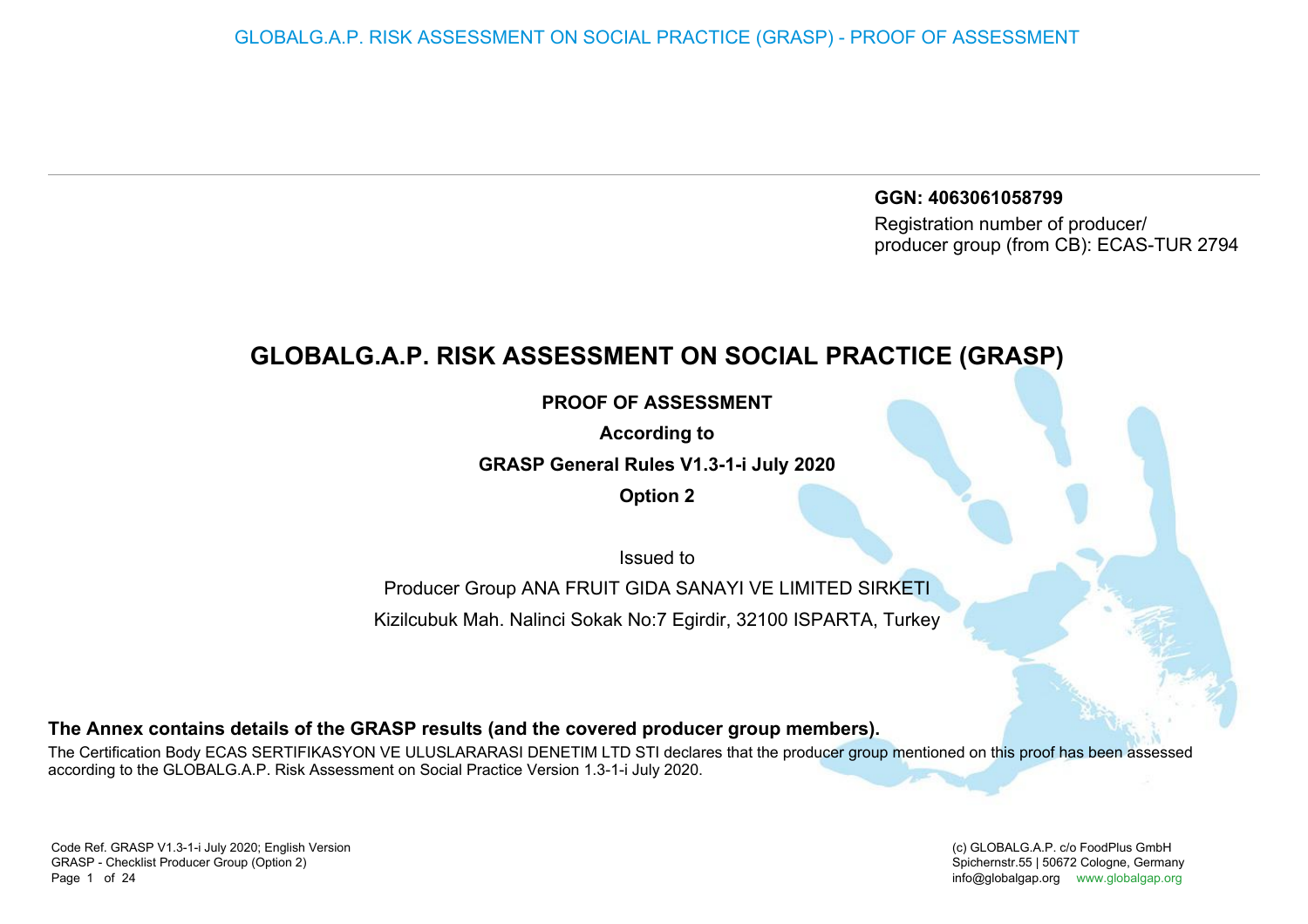**GGN: 4063061058799**

Registration number of producer/ producer group (from CB): ECAS-TUR 2794

# GLOBALG.A.P. RISK ASSESSMENT ON SOCIAL PRACTICE (GRASP)

**PROOF OF ASSESSMENT**

**According to**

**GRASP General Rules V1.3-1-i July 2020**

**Option 2**

Issued to

Producer Group ANA FRUIT GIDA SANAYI VE LIMITED SIRKETI

Kizilcubuk Mah. Nalinci Sokak No:7 Egirdir, 32100 ISPARTA, Turkey

**The Annex contains details of the GRASP results (and the covered producer group members).**

The Certification Body ECAS SERTIFIKASYON VE ULUSLARARASI DENETIM LTD STI declares that the producer group mentioned on this proof has been assessed according to the GLOBALG.A.P. Risk Assessment on Social Practice Version 1.3-1-i July 2020.

Code Ref. GRASP V1.3-1-i July 2020; English Version
GRASP - Checklist Producer Group (Option 2)

(c) GLOBALG.A.P. c/o FoodPlus GmbH
Spichernstr.55 | 50672 Cologne, Germany
info@globalgap.org www.globalgap.org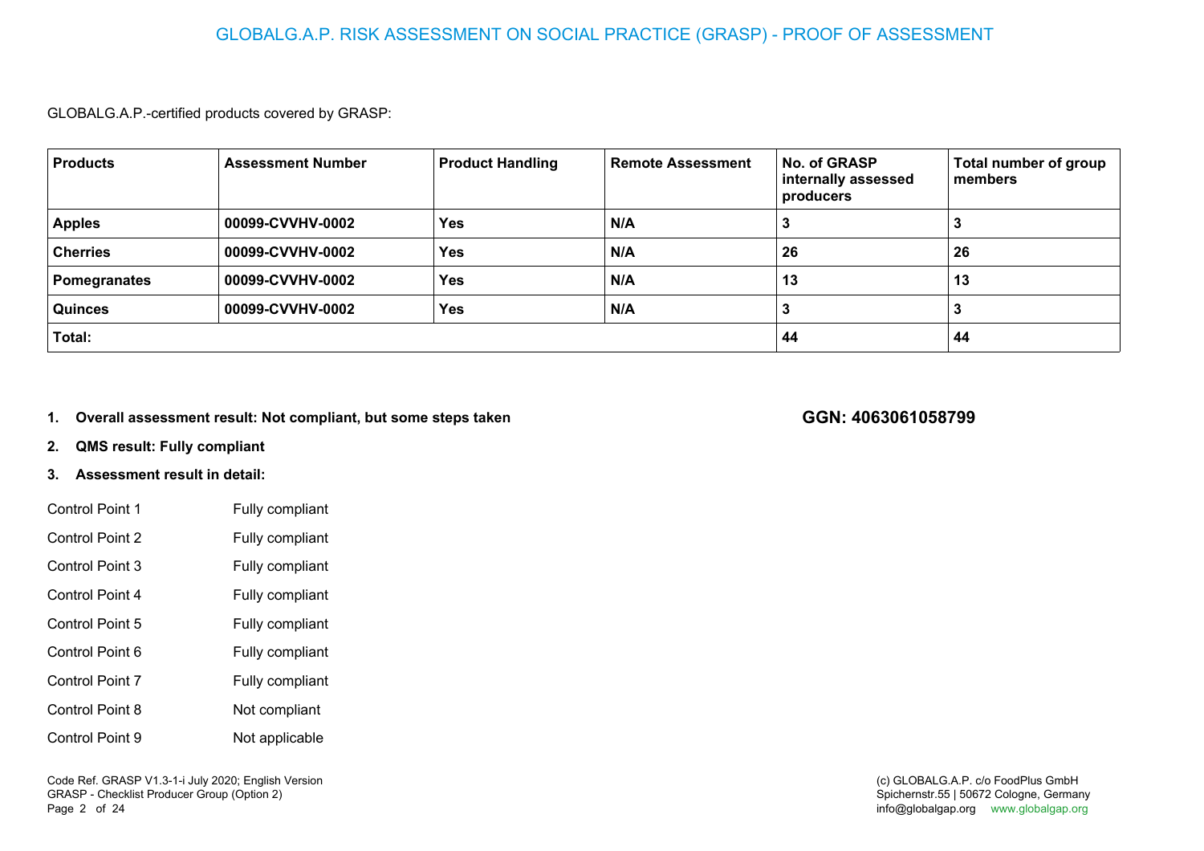# GLOBALG.A.P. RISK ASSESSMENT ON SOCIAL PRACTICE (GRASP) - PROOF OF ASSESSMENT

GLOBALG.A.P.-certified products covered by GRASP:

| Products | Assessment Number | Product Handling | Remote Assessment | No. of GRASP internally assessed producers | Total number of group members |
|---|---|---|---|---|---|
| **Apples** | **00099-CVVHV-0002** | **Yes** | **N/A** | **3** | **3** |
| **Cherries** | **00099-CVVHV-0002** | **Yes** | **N/A** | **26** | **26** |
| **Pomegranates** | **00099-CVVHV-0002** | **Yes** | **N/A** | **13** | **13** |
| **Quinces** | **00099-CVVHV-0002** | **Yes** | **N/A** | **3** | **3** |
| **Total:** | | | | **44** | **44** |

**GGN: 4063061058799**

1. **Overall assessment result: Not compliant, but some steps taken**
2. **QMS result: Fully compliant**
3. **Assessment result in detail:**

| | |
|---|---|
| Control Point 1 | Fully compliant |
| Control Point 2 | Fully compliant |
| Control Point 3 | Fully compliant |
| Control Point 4 | Fully compliant |
| Control Point 5 | Fully compliant |
| Control Point 6 | Fully compliant |
| Control Point 7 | Fully compliant |
| Control Point 8 | Not compliant |
| Control Point 9 | Not applicable |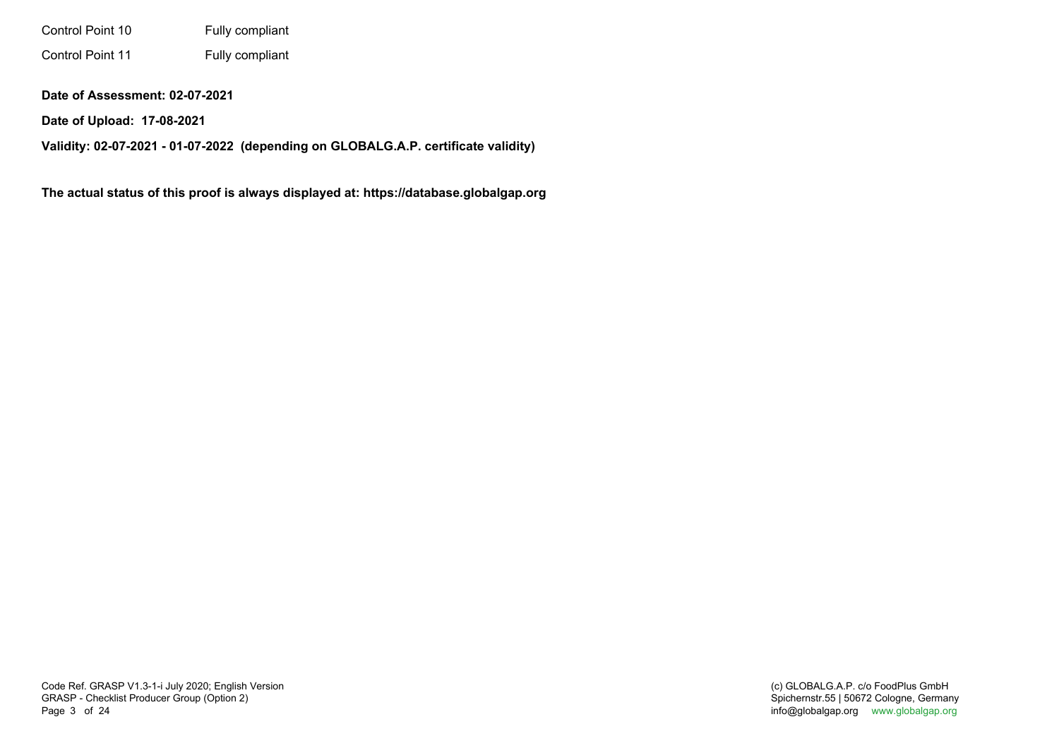| | |
|---|---|
| Control Point 10 | Fully compliant |
| Control Point 11 | Fully compliant |

**Date of Assessment: 02-07-2021**

**Date of Upload: 17-08-2021**

**Validity: 02-07-2021 - 01-07-2022 (depending on GLOBALG.A.P. certificate validity)**

**The actual status of this proof is always displayed at: https://database.globalgap.org**